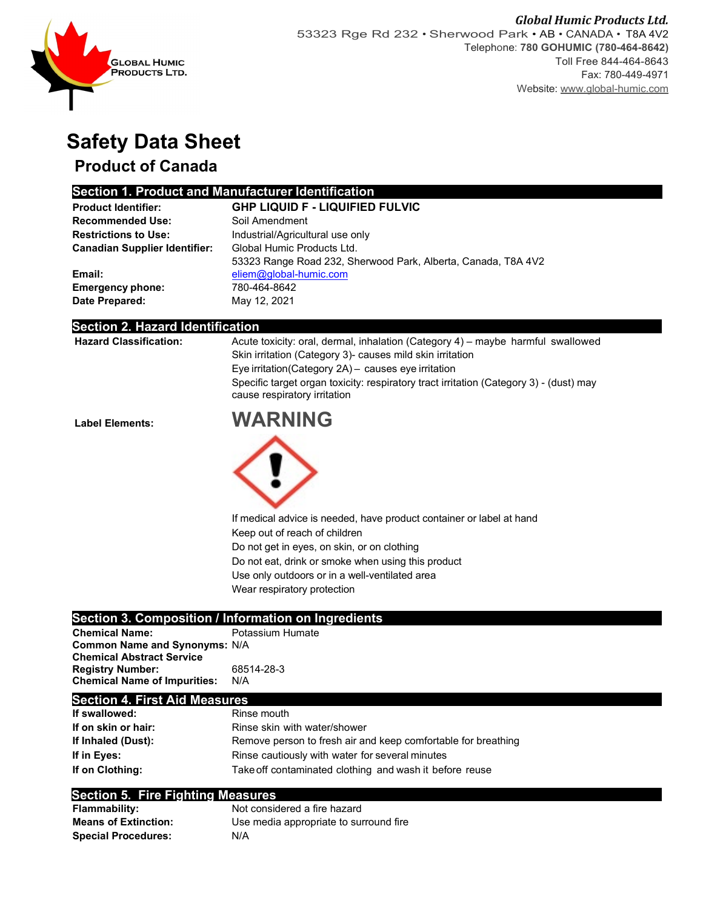**Global Humic Products Ltd.**
53323 Rge Rd 232 • Sherwood Park • AB • CANADA • T8A 4V2
Telephone: **780 GOHUMIC (780-464-8642)**
Toll Free 844-464-8643
Fax: 780-449-4971
Website: www.global-humic.com

GLOBAL HUMIC PRODUCTS LTD.

# Safety Data Sheet

## Product of Canada

## Section 1. Product and Manufacturer Identification

| | |
|---|---|
| **Product Identifier:** | **GHP LIQUID F - LIQUIFIED FULVIC** |
| **Recommended Use:** | Soil Amendment |
| **Restrictions to Use:** | Industrial/Agricultural use only |
| **Canadian Supplier Identifier:** | Global Humic Products Ltd.<br>53323 Range Road 232, Sherwood Park, Alberta, Canada, T8A 4V2 |
| **Email:** | eliem@global-humic.com |
| **Emergency phone:** | 780-464-8642 |
| **Date Prepared:** | May 12, 2021 |

## Section 2. Hazard Identification

**Hazard Classification:**

Acute toxicity: oral, dermal, inhalation (Category 4) – maybe harmful swallowed
Skin irritation (Category 3)- causes mild skin irritation
Eye irritation(Category 2A) – causes eye irritation
Specific target organ toxicity: respiratory tract irritation (Category 3) - (dust) may cause respiratory irritation

**Label Elements:**

# WARNING

If medical advice is needed, have product container or label at hand
Keep out of reach of children
Do not get in eyes, on skin, or on clothing
Do not eat, drink or smoke when using this product
Use only outdoors or in a well-ventilated area
Wear respiratory protection

## Section 3. Composition / Information on Ingredients

| | |
|---|---|
| **Chemical Name:** | Potassium Humate |
| **Common Name and Synonyms:** | N/A |
| **Chemical Abstract Service Registry Number:** | 68514-28-3 |
| **Chemical Name of Impurities:** | N/A |

## Section 4. First Aid Measures

| | |
|---|---|
| **If swallowed:** | Rinse mouth |
| **If on skin or hair:** | Rinse skin with water/shower |
| **If Inhaled (Dust):** | Remove person to fresh air and keep comfortable for breathing |
| **If in Eyes:** | Rinse cautiously with water for several minutes |
| **If on Clothing:** | Take off contaminated clothing and wash it before reuse |

## Section 5. Fire Fighting Measures

| | |
|---|---|
| **Flammability:** | Not considered a fire hazard |
| **Means of Extinction:** | Use media appropriate to surround fire |
| **Special Procedures:** | N/A |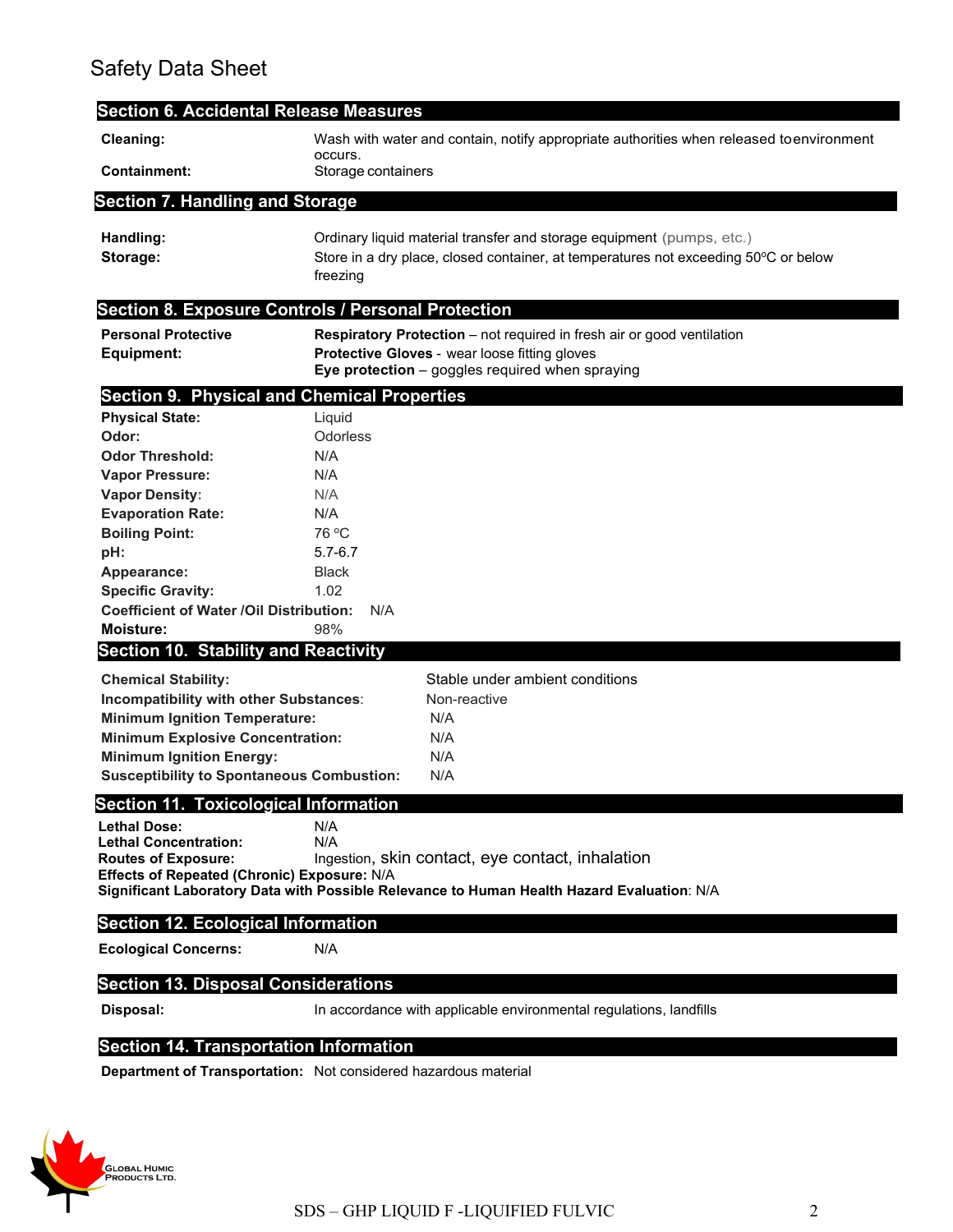## Section 6. Accidental Release Measures

**Cleaning:** Wash with water and contain, notify appropriate authorities when released to environment occurs.

**Containment:** Storage containers

## Section 7. Handling and Storage

**Handling:** Ordinary liquid material transfer and storage equipment (pumps, etc.)

**Storage:** Store in a dry place, closed container, at temperatures not exceeding 50ºC or below freezing

## Section 8. Exposure Controls / Personal Protection

**Personal Protective Equipment:**

**Respiratory Protection** – not required in fresh air or good ventilation
**Protective Gloves** - wear loose fitting gloves
**Eye protection** – goggles required when spraying

## Section 9. Physical and Chemical Properties

**Physical State:** Liquid
**Odor:** Odorless
**Odor Threshold:** N/A
**Vapor Pressure:** N/A
**Vapor Density:** N/A
**Evaporation Rate:** N/A
**Boiling Point:** 76 ºC
**pH:** 5.7-6.7
**Appearance:** Black
**Specific Gravity:** 1.02
**Coefficient of Water /Oil Distribution:** N/A
**Moisture:** 98%

## Section 10. Stability and Reactivity

**Chemical Stability:** Stable under ambient conditions
**Incompatibility with other Substances:** Non-reactive
**Minimum Ignition Temperature:** N/A
**Minimum Explosive Concentration:** N/A
**Minimum Ignition Energy:** N/A
**Susceptibility to Spontaneous Combustion:** N/A

## Section 11. Toxicological Information

**Lethal Dose:** N/A
**Lethal Concentration:** N/A
**Routes of Exposure:** Ingestion, skin contact, eye contact, inhalation
**Effects of Repeated (Chronic) Exposure:** N/A
**Significant Laboratory Data with Possible Relevance to Human Health Hazard Evaluation:** N/A

## Section 12. Ecological Information

**Ecological Concerns:** N/A

## Section 13. Disposal Considerations

**Disposal:** In accordance with applicable environmental regulations, landfills

## Section 14. Transportation Information

**Department of Transportation:** Not considered hazardous material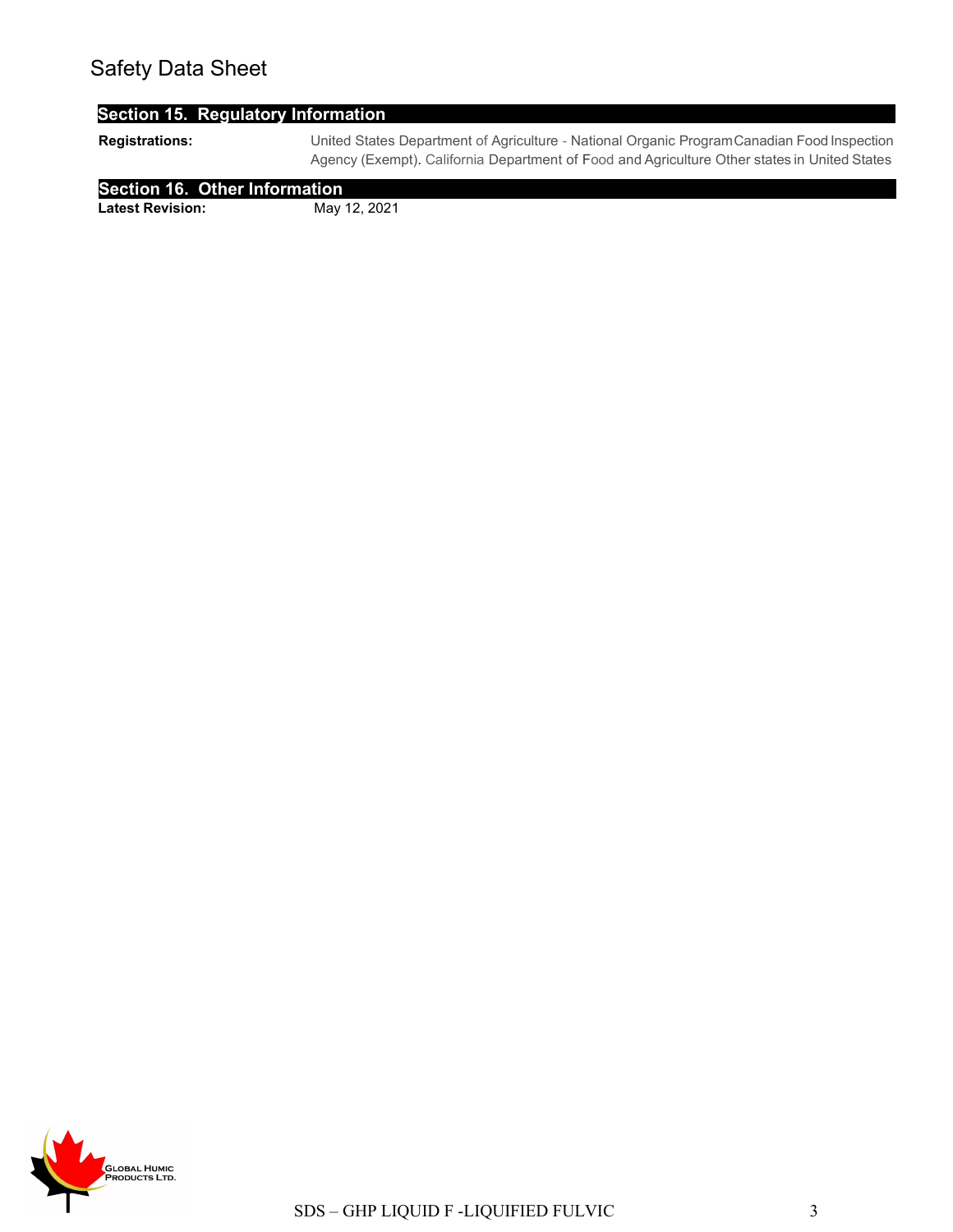## Section 15. Regulatory Information

**Registrations:** United States Department of Agriculture - National Organic Program Canadian Food Inspection Agency (Exempt). California Department of Food and Agriculture Other states in United States

## Section 16. Other Information

**Latest Revision:** May 12, 2021